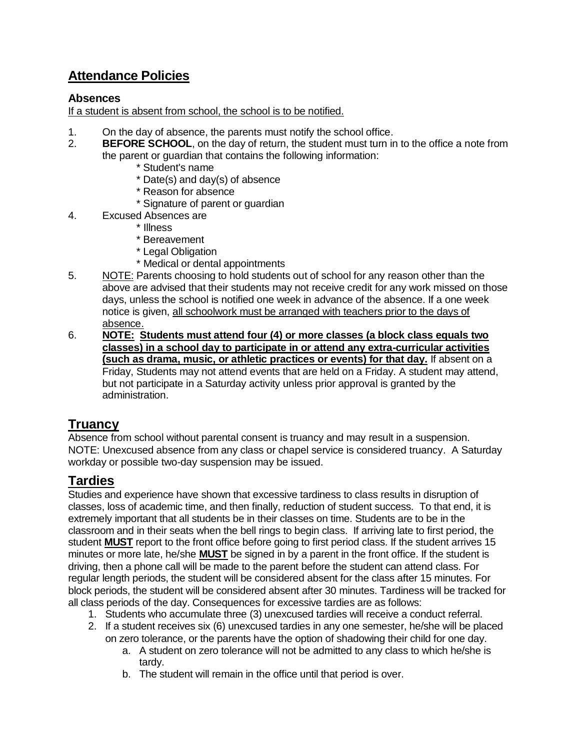# Attendance Policies

### Absences

If a student is absent from school, the school is to be notified.

1. On the day of absence, the parents must notify the school office.
2. **BEFORE SCHOOL**, on the day of return, the student must turn in to the office a note from the parent or guardian that contains the following information:
   * Student's name
   * Date(s) and day(s) of absence
   * Reason for absence
   * Signature of parent or guardian
4. Excused Absences are
   * Illness
   * Bereavement
   * Legal Obligation
   * Medical or dental appointments
5. NOTE: Parents choosing to hold students out of school for any reason other than the above are advised that their students may not receive credit for any work missed on those days, unless the school is notified one week in advance of the absence. If a one week notice is given, all schoolwork must be arranged with teachers prior to the days of absence.
6. **NOTE: Students must attend four (4) or more classes (a block class equals two classes) in a school day to participate in or attend any extra-curricular activities (such as drama, music, or athletic practices or events) for that day.** If absent on a Friday, Students may not attend events that are held on a Friday. A student may attend, but not participate in a Saturday activity unless prior approval is granted by the administration.

## Truancy

Absence from school without parental consent is truancy and may result in a suspension. NOTE: Unexcused absence from any class or chapel service is considered truancy. A Saturday workday or possible two-day suspension may be issued.

## Tardies

Studies and experience have shown that excessive tardiness to class results in disruption of classes, loss of academic time, and then finally, reduction of student success. To that end, it is extremely important that all students be in their classes on time. Students are to be in the classroom and in their seats when the bell rings to begin class. If arriving late to first period, the student **MUST** report to the front office before going to first period class. If the student arrives 15 minutes or more late, he/she **MUST** be signed in by a parent in the front office. If the student is driving, then a phone call will be made to the parent before the student can attend class. For regular length periods, the student will be considered absent for the class after 15 minutes. For block periods, the student will be considered absent after 30 minutes. Tardiness will be tracked for all class periods of the day. Consequences for excessive tardies are as follows:

1. Students who accumulate three (3) unexcused tardies will receive a conduct referral.
2. If a student receives six (6) unexcused tardies in any one semester, he/she will be placed on zero tolerance, or the parents have the option of shadowing their child for one day.
   a. A student on zero tolerance will not be admitted to any class to which he/she is tardy.
   b. The student will remain in the office until that period is over.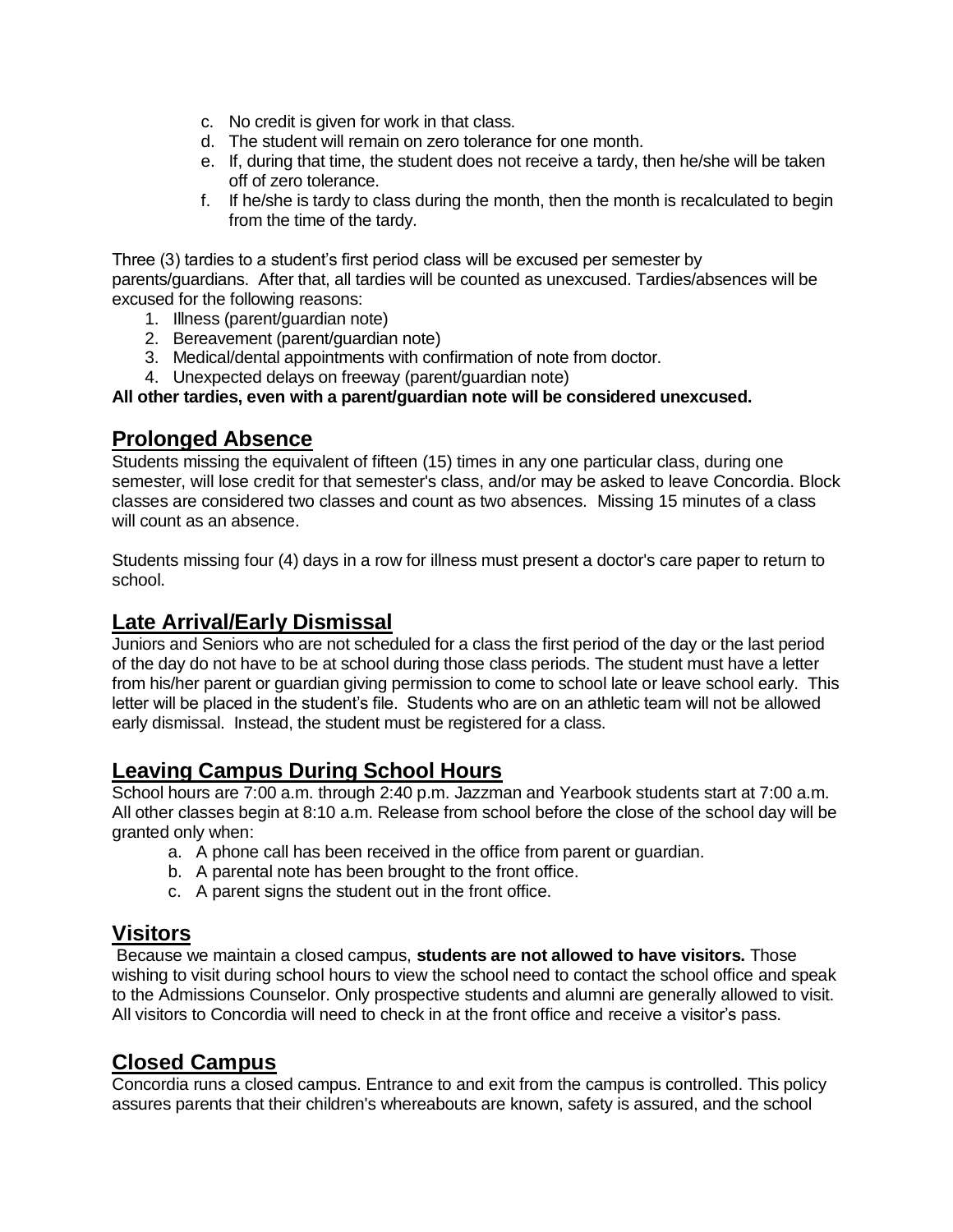c. No credit is given for work in that class.
d. The student will remain on zero tolerance for one month.
e. If, during that time, the student does not receive a tardy, then he/she will be taken off of zero tolerance.
f. If he/she is tardy to class during the month, then the month is recalculated to begin from the time of the tardy.

Three (3) tardies to a student's first period class will be excused per semester by parents/guardians. After that, all tardies will be counted as unexcused. Tardies/absences will be excused for the following reasons:

1. Illness (parent/guardian note)
2. Bereavement (parent/guardian note)
3. Medical/dental appointments with confirmation of note from doctor.
4. Unexpected delays on freeway (parent/guardian note)

**All other tardies, even with a parent/guardian note will be considered unexcused.**

## Prolonged Absence

Students missing the equivalent of fifteen (15) times in any one particular class, during one semester, will lose credit for that semester's class, and/or may be asked to leave Concordia. Block classes are considered two classes and count as two absences. Missing 15 minutes of a class will count as an absence.

Students missing four (4) days in a row for illness must present a doctor's care paper to return to school.

## Late Arrival/Early Dismissal

Juniors and Seniors who are not scheduled for a class the first period of the day or the last period of the day do not have to be at school during those class periods. The student must have a letter from his/her parent or guardian giving permission to come to school late or leave school early. This letter will be placed in the student's file. Students who are on an athletic team will not be allowed early dismissal. Instead, the student must be registered for a class.

## Leaving Campus During School Hours

School hours are 7:00 a.m. through 2:40 p.m. Jazzman and Yearbook students start at 7:00 a.m. All other classes begin at 8:10 a.m. Release from school before the close of the school day will be granted only when:

a. A phone call has been received in the office from parent or guardian.
b. A parental note has been brought to the front office.
c. A parent signs the student out in the front office.

## Visitors

Because we maintain a closed campus, **students are not allowed to have visitors.** Those wishing to visit during school hours to view the school need to contact the school office and speak to the Admissions Counselor. Only prospective students and alumni are generally allowed to visit. All visitors to Concordia will need to check in at the front office and receive a visitor's pass.

## Closed Campus

Concordia runs a closed campus. Entrance to and exit from the campus is controlled. This policy assures parents that their children's whereabouts are known, safety is assured, and the school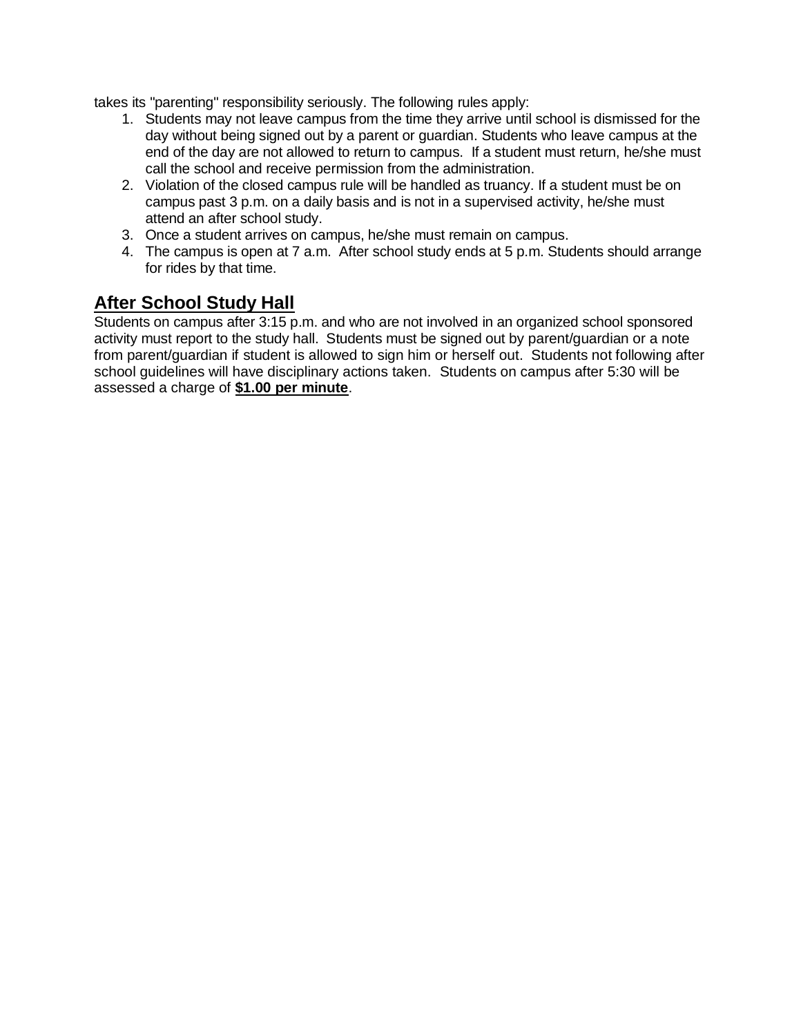takes its "parenting" responsibility seriously. The following rules apply:

1. Students may not leave campus from the time they arrive until school is dismissed for the day without being signed out by a parent or guardian. Students who leave campus at the end of the day are not allowed to return to campus. If a student must return, he/she must call the school and receive permission from the administration.
2. Violation of the closed campus rule will be handled as truancy. If a student must be on campus past 3 p.m. on a daily basis and is not in a supervised activity, he/she must attend an after school study.
3. Once a student arrives on campus, he/she must remain on campus.
4. The campus is open at 7 a.m. After school study ends at 5 p.m. Students should arrange for rides by that time.

## After School Study Hall

Students on campus after 3:15 p.m. and who are not involved in an organized school sponsored activity must report to the study hall. Students must be signed out by parent/guardian or a note from parent/guardian if student is allowed to sign him or herself out. Students not following after school guidelines will have disciplinary actions taken. Students on campus after 5:30 will be assessed a charge of **$1.00 per minute**.